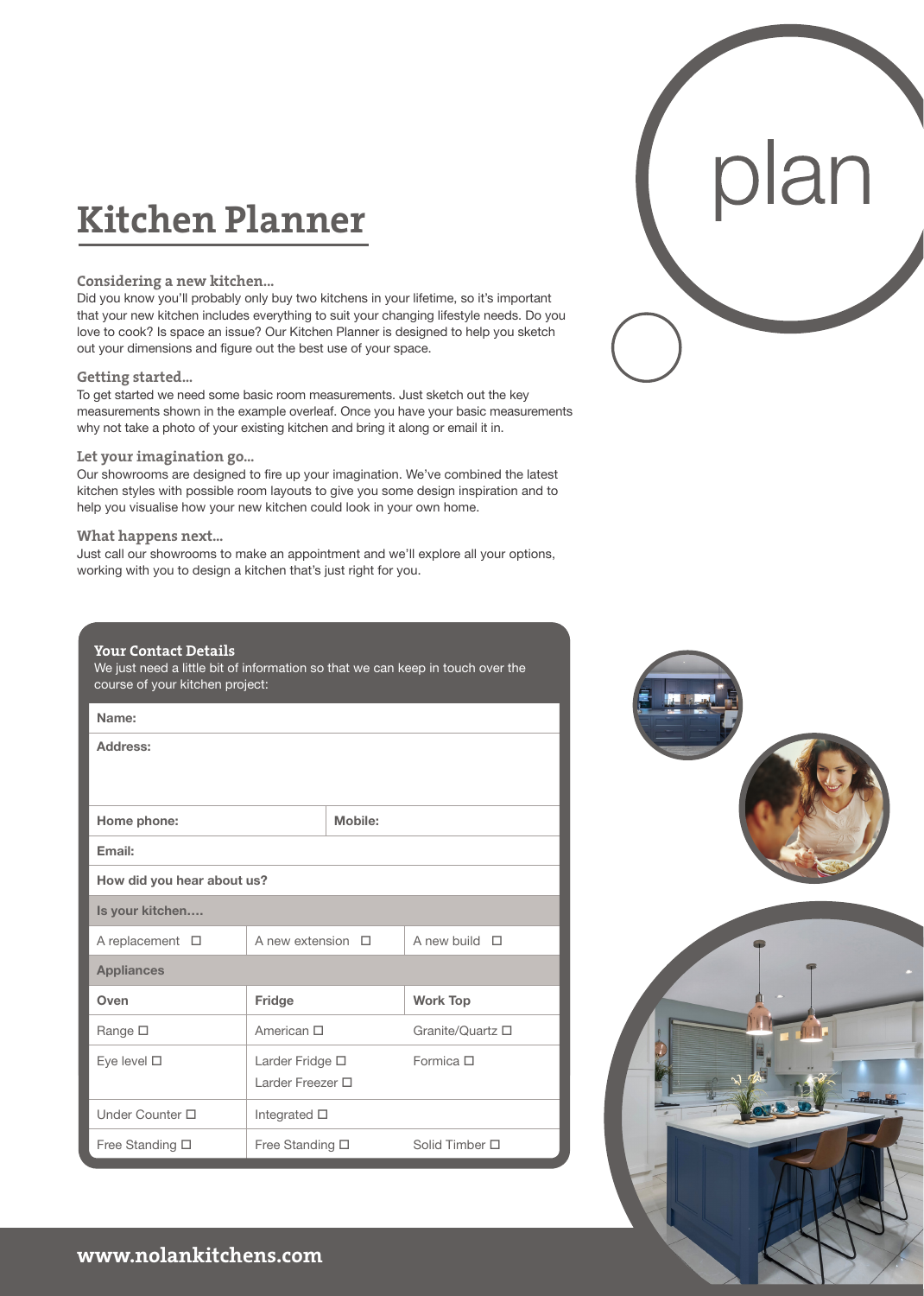plan

# Kitchen Planner

### Considering a new kitchen...

Did you know you'll probably only buy two kitchens in your lifetime, so it's important that your new kitchen includes everything to suit your changing lifestyle needs. Do you love to cook? Is space an issue? Our Kitchen Planner is designed to help you sketch out your dimensions and figure out the best use of your space.

### Getting started...

To get started we need some basic room measurements. Just sketch out the key measurements shown in the example overleaf. Once you have your basic measurements why not take a photo of your existing kitchen and bring it along or email it in.

### Let your imagination go...

Our showrooms are designed to fire up your imagination. We've combined the latest kitchen styles with possible room layouts to give you some design inspiration and to help you visualise how your new kitchen could look in your own home.

### What happens next...

Just call our showrooms to make an appointment and we'll explore all your options, working with you to design a kitchen that's just right for you.

### Your Contact Details

We just need a little bit of information so that we can keep in touch over the course of your kitchen project:

| **Name:** | | |
|---|---|---|
| **Address:** | | |
| **Home phone:** | **Mobile:** | |
| **Email:** | | |
| **How did you hear about us?** | | |
| **Is your kitchen....** | | |
| A replacement ☐ | A new extension ☐ | A new build ☐ |
| **Appliances** | | |
| **Oven** | **Fridge** | **Work Top** |
| Range ☐ | American ☐ | Granite/Quartz ☐ |
| Eye level ☐ | Larder Fridge ☐ Larder Freezer ☐ | Formica ☐ |
| Under Counter ☐ | Integrated ☐ | |
| Free Standing ☐ | Free Standing ☐ | Solid Timber ☐ |

**www.nolankitchens.com**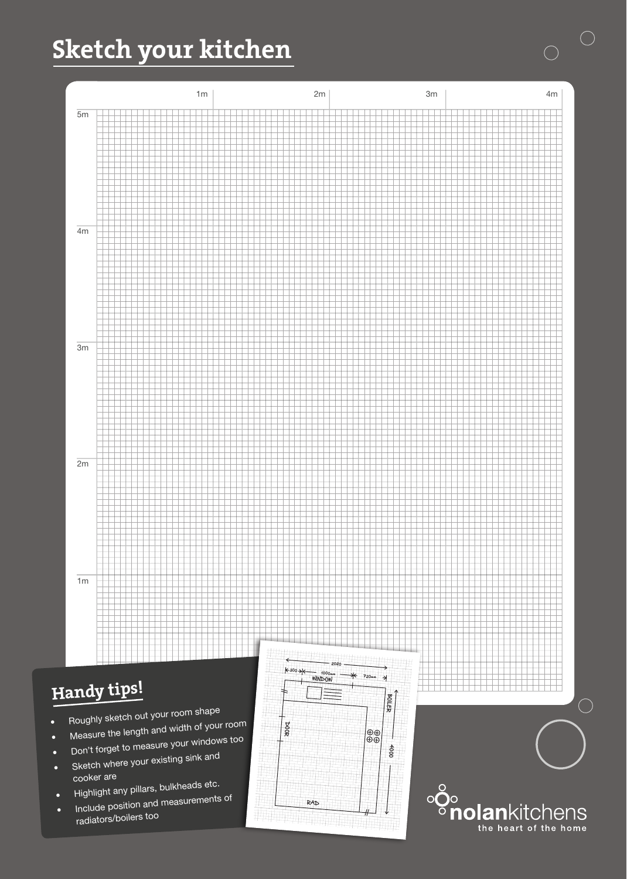# Sketch your kitchen

1m

2m

3m

4m

5m

4m

3m

2m

1m

## Handy tips!

- Roughly sketch out your room shape
- Measure the length and width of your room
- Don't forget to measure your windows too
- Sketch where your existing sink and cooker are
- Highlight any pillars, bulkheads etc.
- Include position and measurements of radiators/boilers too

2020

300

1000mm

720mm

WINDOW

BOILER

DOOR

4000

RAD

nolankitchens

the heart of the home